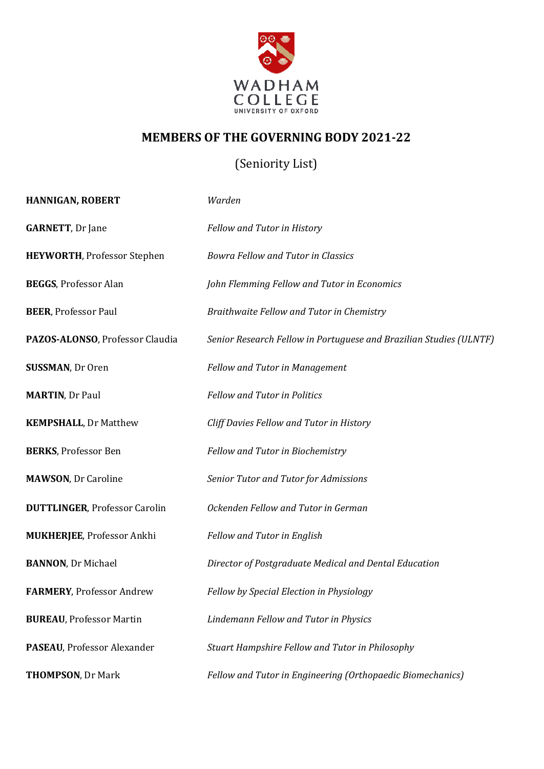WADHAM COLLEGE
UNIVERSITY OF OXFORD

## MEMBERS OF THE GOVERNING BODY 2021-22

(Seniority List)

| | |
|---|---|
| **HANNIGAN, ROBERT** | *Warden* |
| **GARNETT**, Dr Jane | *Fellow and Tutor in History* |
| **HEYWORTH**, Professor Stephen | *Bowra Fellow and Tutor in Classics* |
| **BEGGS**, Professor Alan | *John Flemming Fellow and Tutor in Economics* |
| **BEER**, Professor Paul | *Braithwaite Fellow and Tutor in Chemistry* |
| **PAZOS-ALONSO**, Professor Claudia | *Senior Research Fellow in Portuguese and Brazilian Studies (ULNTF)* |
| **SUSSMAN**, Dr Oren | *Fellow and Tutor in Management* |
| **MARTIN**, Dr Paul | *Fellow and Tutor in Politics* |
| **KEMPSHALL**, Dr Matthew | *Cliff Davies Fellow and Tutor in History* |
| **BERKS**, Professor Ben | *Fellow and Tutor in Biochemistry* |
| **MAWSON**, Dr Caroline | *Senior Tutor and Tutor for Admissions* |
| **DUTTLINGER**, Professor Carolin | *Ockenden Fellow and Tutor in German* |
| **MUKHERJEE**, Professor Ankhi | *Fellow and Tutor in English* |
| **BANNON**, Dr Michael | *Director of Postgraduate Medical and Dental Education* |
| **FARMERY**, Professor Andrew | *Fellow by Special Election in Physiology* |
| **BUREAU**, Professor Martin | *Lindemann Fellow and Tutor in Physics* |
| **PASEAU**, Professor Alexander | *Stuart Hampshire Fellow and Tutor in Philosophy* |
| **THOMPSON**, Dr Mark | *Fellow and Tutor in Engineering (Orthopaedic Biomechanics)* |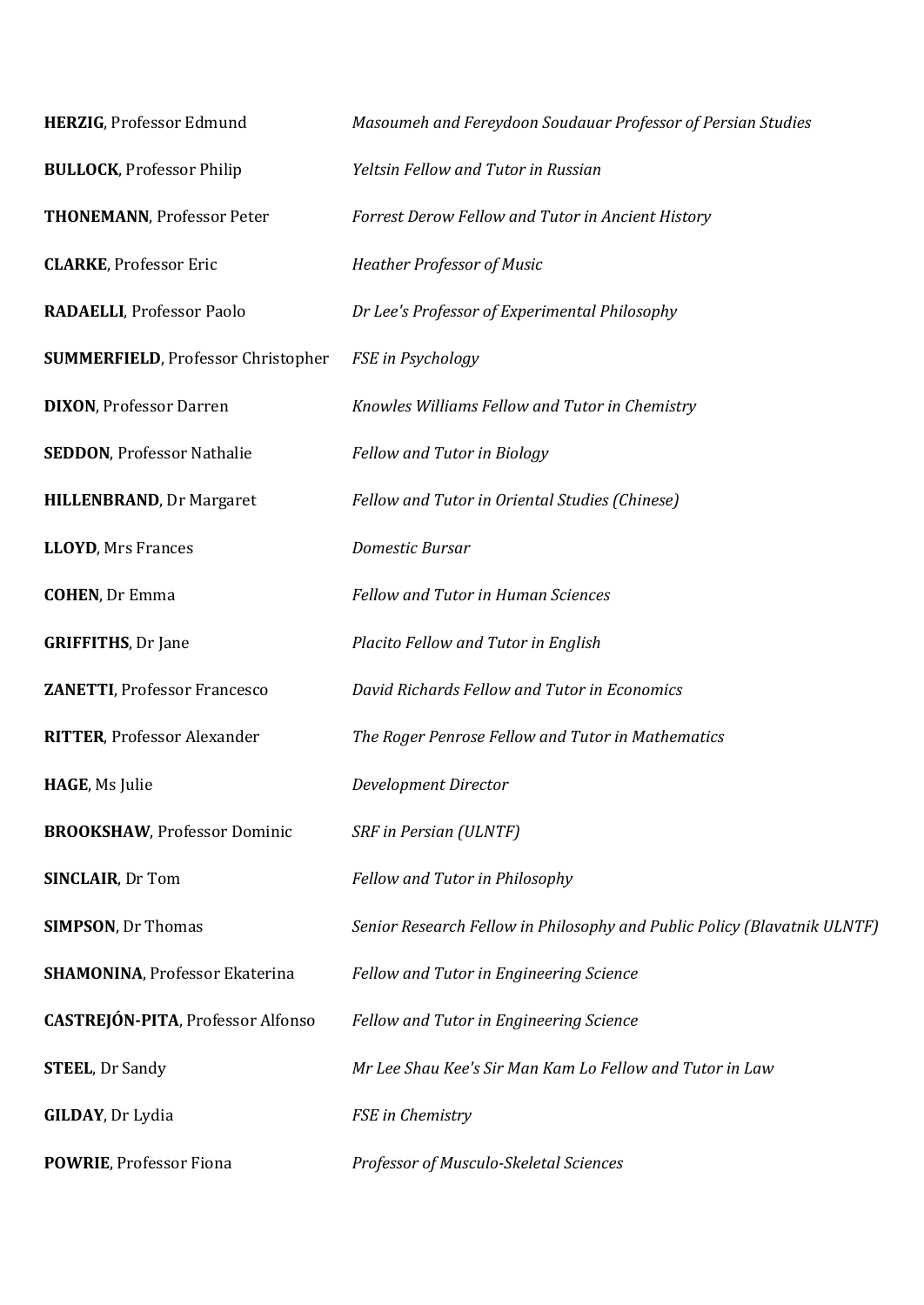| | |
|---|---|
| **HERZIG**, Professor Edmund | *Masoumeh and Fereydoon Soudauar Professor of Persian Studies* |
| **BULLOCK**, Professor Philip | *Yeltsin Fellow and Tutor in Russian* |
| **THONEMANN**, Professor Peter | *Forrest Derow Fellow and Tutor in Ancient History* |
| **CLARKE**, Professor Eric | *Heather Professor of Music* |
| **RADAELLI**, Professor Paolo | *Dr Lee's Professor of Experimental Philosophy* |
| **SUMMERFIELD**, Professor Christopher | *FSE in Psychology* |
| **DIXON**, Professor Darren | *Knowles Williams Fellow and Tutor in Chemistry* |
| **SEDDON**, Professor Nathalie | *Fellow and Tutor in Biology* |
| **HILLENBRAND**, Dr Margaret | *Fellow and Tutor in Oriental Studies (Chinese)* |
| **LLOYD**, Mrs Frances | *Domestic Bursar* |
| **COHEN**, Dr Emma | *Fellow and Tutor in Human Sciences* |
| **GRIFFITHS**, Dr Jane | *Placito Fellow and Tutor in English* |
| **ZANETTI**, Professor Francesco | *David Richards Fellow and Tutor in Economics* |
| **RITTER**, Professor Alexander | *The Roger Penrose Fellow and Tutor in Mathematics* |
| **HAGE**, Ms Julie | *Development Director* |
| **BROOKSHAW**, Professor Dominic | *SRF in Persian (ULNTF)* |
| **SINCLAIR**, Dr Tom | *Fellow and Tutor in Philosophy* |
| **SIMPSON**, Dr Thomas | *Senior Research Fellow in Philosophy and Public Policy (Blavatnik ULNTF)* |
| **SHAMONINA**, Professor Ekaterina | *Fellow and Tutor in Engineering Science* |
| **CASTREJÓN-PITA**, Professor Alfonso | *Fellow and Tutor in Engineering Science* |
| **STEEL**, Dr Sandy | *Mr Lee Shau Kee's Sir Man Kam Lo Fellow and Tutor in Law* |
| **GILDAY**, Dr Lydia | *FSE in Chemistry* |
| **POWRIE**, Professor Fiona | *Professor of Musculo-Skeletal Sciences* |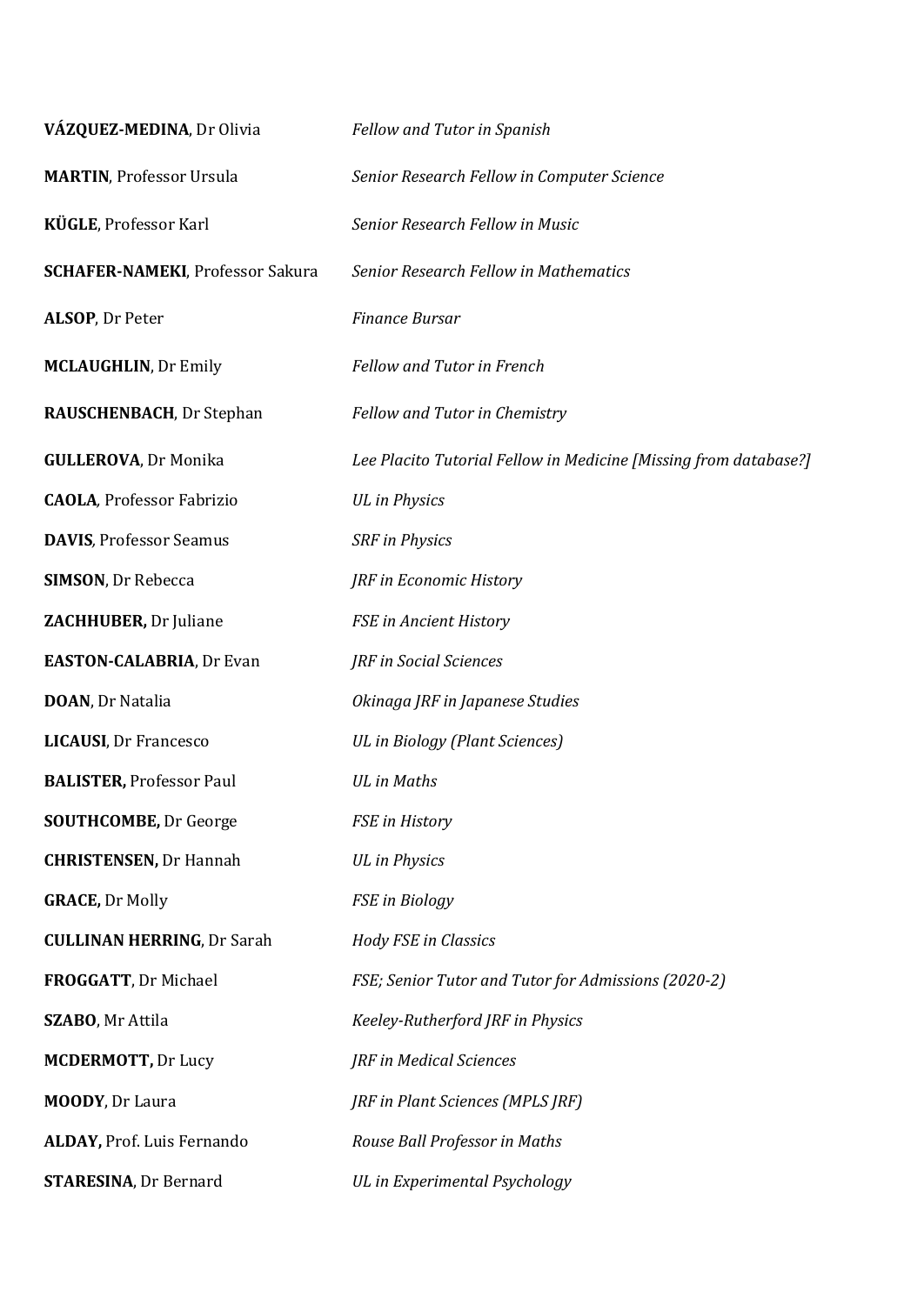| | |
|---|---|
| **VÁZQUEZ-MEDINA**, Dr Olivia | *Fellow and Tutor in Spanish* |
| **MARTIN**, Professor Ursula | *Senior Research Fellow in Computer Science* |
| **KÜGLE**, Professor Karl | *Senior Research Fellow in Music* |
| **SCHAFER-NAMEKI**, Professor Sakura | *Senior Research Fellow in Mathematics* |
| **ALSOP**, Dr Peter | *Finance Bursar* |
| **MCLAUGHLIN**, Dr Emily | *Fellow and Tutor in French* |
| **RAUSCHENBACH**, Dr Stephan | *Fellow and Tutor in Chemistry* |
| **GULLEROVA**, Dr Monika | *Lee Placito Tutorial Fellow in Medicine [Missing from database?]* |
| **CAOLA**, Professor Fabrizio | *UL in Physics* |
| **DAVIS**, Professor Seamus | *SRF in Physics* |
| **SIMSON**, Dr Rebecca | *JRF in Economic History* |
| **ZACHHUBER,** Dr Juliane | *FSE in Ancient History* |
| **EASTON-CALABRIA**, Dr Evan | *JRF in Social Sciences* |
| **DOAN**, Dr Natalia | *Okinaga JRF in Japanese Studies* |
| **LICAUSI**, Dr Francesco | *UL in Biology (Plant Sciences)* |
| **BALISTER,** Professor Paul | *UL in Maths* |
| **SOUTHCOMBE,** Dr George | *FSE in History* |
| **CHRISTENSEN,** Dr Hannah | *UL in Physics* |
| **GRACE,** Dr Molly | *FSE in Biology* |
| **CULLINAN HERRING**, Dr Sarah | *Hody FSE in Classics* |
| **FROGGATT**, Dr Michael | *FSE; Senior Tutor and Tutor for Admissions (2020-2)* |
| **SZABO**, Mr Attila | *Keeley-Rutherford JRF in Physics* |
| **MCDERMOTT,** Dr Lucy | *JRF in Medical Sciences* |
| **MOODY**, Dr Laura | *JRF in Plant Sciences (MPLS JRF)* |
| **ALDAY,** Prof. Luis Fernando | *Rouse Ball Professor in Maths* |
| **STARESINA**, Dr Bernard | *UL in Experimental Psychology* |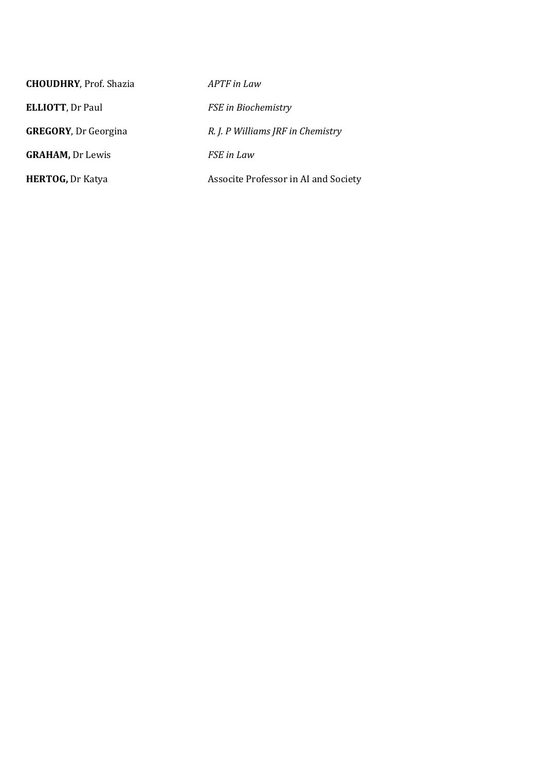| | |
|---|---|
| **CHOUDHRY**, Prof. Shazia | *APTF in Law* |
| **ELLIOTT**, Dr Paul | *FSE in Biochemistry* |
| **GREGORY**, Dr Georgina | *R. J. P Williams JRF in Chemistry* |
| **GRAHAM,** Dr Lewis | *FSE in Law* |
| **HERTOG,** Dr Katya | Associte Professor in AI and Society |